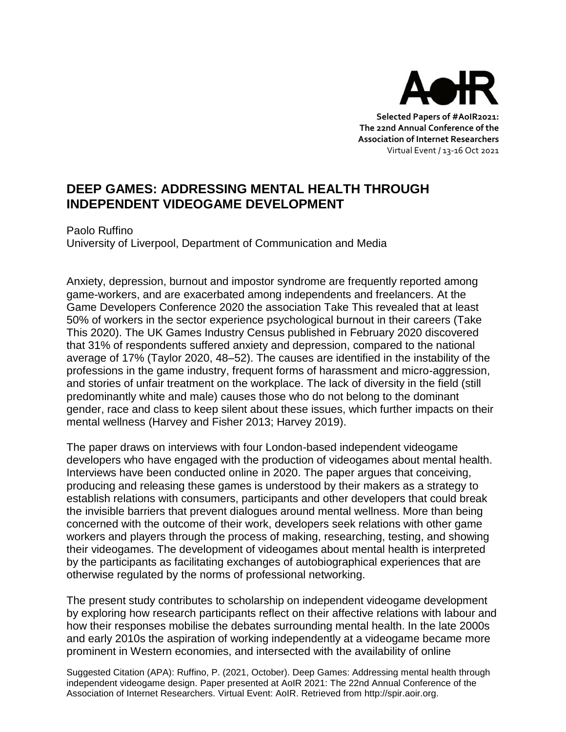Selected Papers of #AoIR2021:
The 22nd Annual Conference of the
Association of Internet Researchers
Virtual Event / 13-16 Oct 2021

# DEEP GAMES: ADDRESSING MENTAL HEALTH THROUGH INDEPENDENT VIDEOGAME DEVELOPMENT

Paolo Ruffino
University of Liverpool, Department of Communication and Media

Anxiety, depression, burnout and impostor syndrome are frequently reported among game-workers, and are exacerbated among independents and freelancers. At the Game Developers Conference 2020 the association Take This revealed that at least 50% of workers in the sector experience psychological burnout in their careers (Take This 2020). The UK Games Industry Census published in February 2020 discovered that 31% of respondents suffered anxiety and depression, compared to the national average of 17% (Taylor 2020, 48–52). The causes are identified in the instability of the professions in the game industry, frequent forms of harassment and micro-aggression, and stories of unfair treatment on the workplace. The lack of diversity in the field (still predominantly white and male) causes those who do not belong to the dominant gender, race and class to keep silent about these issues, which further impacts on their mental wellness (Harvey and Fisher 2013; Harvey 2019).

The paper draws on interviews with four London-based independent videogame developers who have engaged with the production of videogames about mental health. Interviews have been conducted online in 2020. The paper argues that conceiving, producing and releasing these games is understood by their makers as a strategy to establish relations with consumers, participants and other developers that could break the invisible barriers that prevent dialogues around mental wellness. More than being concerned with the outcome of their work, developers seek relations with other game workers and players through the process of making, researching, testing, and showing their videogames. The development of videogames about mental health is interpreted by the participants as facilitating exchanges of autobiographical experiences that are otherwise regulated by the norms of professional networking.

The present study contributes to scholarship on independent videogame development by exploring how research participants reflect on their affective relations with labour and how their responses mobilise the debates surrounding mental health. In the late 2000s and early 2010s the aspiration of working independently at a videogame became more prominent in Western economies, and intersected with the availability of online

Suggested Citation (APA): Ruffino, P. (2021, October). Deep Games: Addressing mental health through independent videogame design. Paper presented at AoIR 2021: The 22nd Annual Conference of the Association of Internet Researchers. Virtual Event: AoIR. Retrieved from http://spir.aoir.org.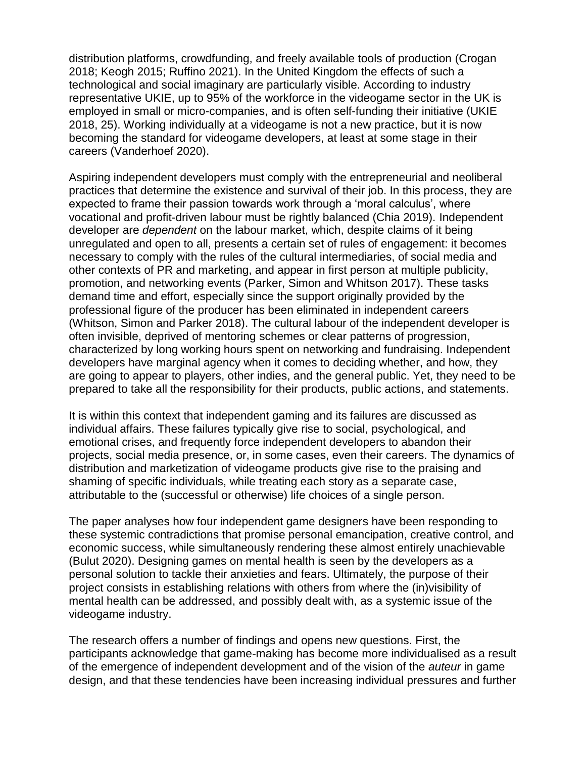distribution platforms, crowdfunding, and freely available tools of production (Crogan 2018; Keogh 2015; Ruffino 2021). In the United Kingdom the effects of such a technological and social imaginary are particularly visible. According to industry representative UKIE, up to 95% of the workforce in the videogame sector in the UK is employed in small or micro-companies, and is often self-funding their initiative (UKIE 2018, 25). Working individually at a videogame is not a new practice, but it is now becoming the standard for videogame developers, at least at some stage in their careers (Vanderhoef 2020).

Aspiring independent developers must comply with the entrepreneurial and neoliberal practices that determine the existence and survival of their job. In this process, they are expected to frame their passion towards work through a 'moral calculus', where vocational and profit-driven labour must be rightly balanced (Chia 2019). Independent developer are *dependent* on the labour market, which, despite claims of it being unregulated and open to all, presents a certain set of rules of engagement: it becomes necessary to comply with the rules of the cultural intermediaries, of social media and other contexts of PR and marketing, and appear in first person at multiple publicity, promotion, and networking events (Parker, Simon and Whitson 2017). These tasks demand time and effort, especially since the support originally provided by the professional figure of the producer has been eliminated in independent careers (Whitson, Simon and Parker 2018). The cultural labour of the independent developer is often invisible, deprived of mentoring schemes or clear patterns of progression, characterized by long working hours spent on networking and fundraising. Independent developers have marginal agency when it comes to deciding whether, and how, they are going to appear to players, other indies, and the general public. Yet, they need to be prepared to take all the responsibility for their products, public actions, and statements.

It is within this context that independent gaming and its failures are discussed as individual affairs. These failures typically give rise to social, psychological, and emotional crises, and frequently force independent developers to abandon their projects, social media presence, or, in some cases, even their careers. The dynamics of distribution and marketization of videogame products give rise to the praising and shaming of specific individuals, while treating each story as a separate case, attributable to the (successful or otherwise) life choices of a single person.

The paper analyses how four independent game designers have been responding to these systemic contradictions that promise personal emancipation, creative control, and economic success, while simultaneously rendering these almost entirely unachievable (Bulut 2020). Designing games on mental health is seen by the developers as a personal solution to tackle their anxieties and fears. Ultimately, the purpose of their project consists in establishing relations with others from where the (in)visibility of mental health can be addressed, and possibly dealt with, as a systemic issue of the videogame industry.

The research offers a number of findings and opens new questions. First, the participants acknowledge that game-making has become more individualised as a result of the emergence of independent development and of the vision of the *auteur* in game design, and that these tendencies have been increasing individual pressures and further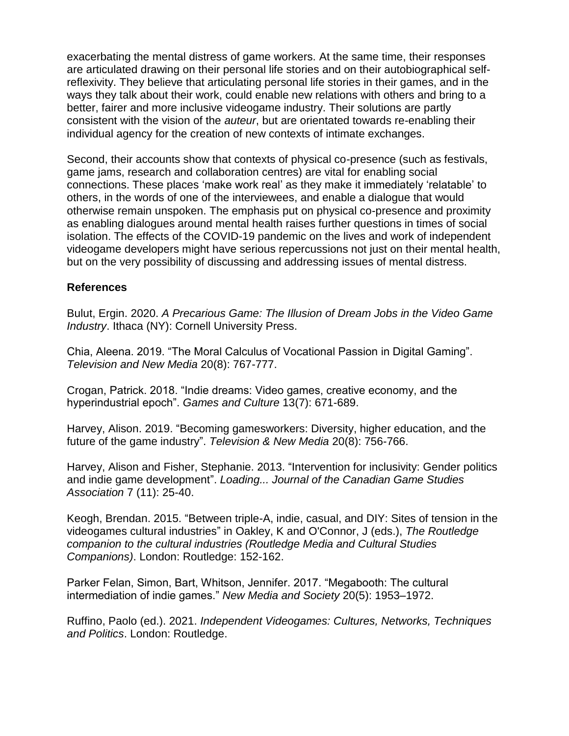exacerbating the mental distress of game workers. At the same time, their responses are articulated drawing on their personal life stories and on their autobiographical self-reflexivity. They believe that articulating personal life stories in their games, and in the ways they talk about their work, could enable new relations with others and bring to a better, fairer and more inclusive videogame industry. Their solutions are partly consistent with the vision of the *auteur*, but are orientated towards re-enabling their individual agency for the creation of new contexts of intimate exchanges.

Second, their accounts show that contexts of physical co-presence (such as festivals, game jams, research and collaboration centres) are vital for enabling social connections. These places 'make work real' as they make it immediately 'relatable' to others, in the words of one of the interviewees, and enable a dialogue that would otherwise remain unspoken. The emphasis put on physical co-presence and proximity as enabling dialogues around mental health raises further questions in times of social isolation. The effects of the COVID-19 pandemic on the lives and work of independent videogame developers might have serious repercussions not just on their mental health, but on the very possibility of discussing and addressing issues of mental distress.

**References**

Bulut, Ergin. 2020. *A Precarious Game: The Illusion of Dream Jobs in the Video Game Industry*. Ithaca (NY): Cornell University Press.

Chia, Aleena. 2019. "The Moral Calculus of Vocational Passion in Digital Gaming". *Television and New Media* 20(8): 767-777.

Crogan, Patrick. 2018. "Indie dreams: Video games, creative economy, and the hyperindustrial epoch". *Games and Culture* 13(7): 671-689.

Harvey, Alison. 2019. "Becoming gamesworkers: Diversity, higher education, and the future of the game industry". *Television & New Media* 20(8): 756-766.

Harvey, Alison and Fisher, Stephanie. 2013. "Intervention for inclusivity: Gender politics and indie game development". *Loading... Journal of the Canadian Game Studies Association* 7 (11): 25-40.

Keogh, Brendan. 2015. "Between triple-A, indie, casual, and DIY: Sites of tension in the videogames cultural industries" in Oakley, K and O'Connor, J (eds.), *The Routledge companion to the cultural industries (Routledge Media and Cultural Studies Companions)*. London: Routledge: 152-162.

Parker Felan, Simon, Bart, Whitson, Jennifer. 2017. "Megabooth: The cultural intermediation of indie games." *New Media and Society* 20(5): 1953–1972.

Ruffino, Paolo (ed.). 2021. *Independent Videogames: Cultures, Networks, Techniques and Politics*. London: Routledge.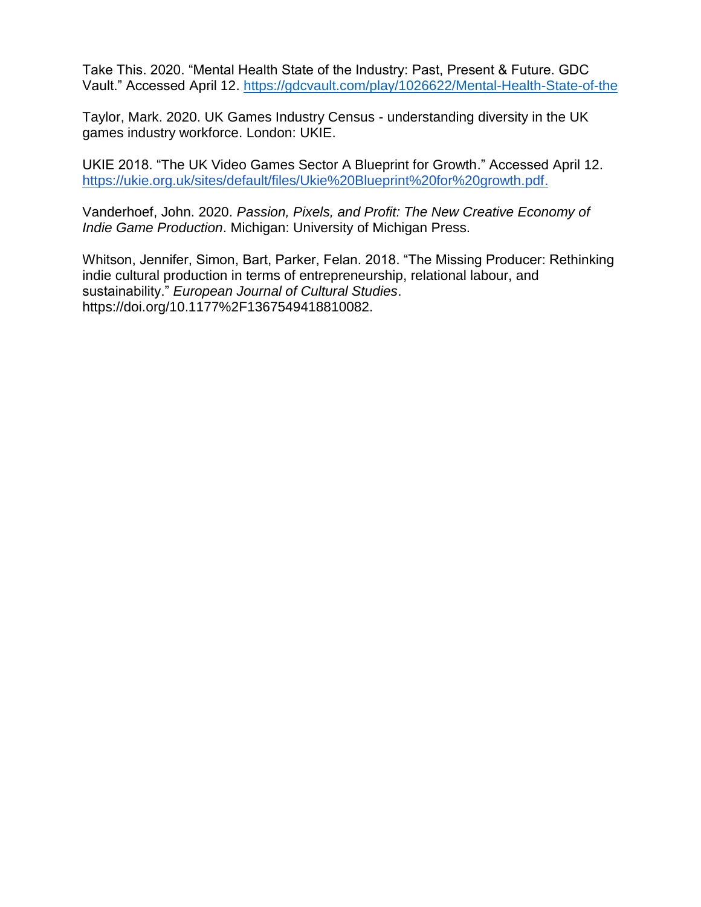Take This. 2020. “Mental Health State of the Industry: Past, Present & Future. GDC Vault.” Accessed April 12. https://gdcvault.com/play/1026622/Mental-Health-State-of-the

Taylor, Mark. 2020. UK Games Industry Census - understanding diversity in the UK games industry workforce. London: UKIE.

UKIE 2018. “The UK Video Games Sector A Blueprint for Growth.” Accessed April 12. https://ukie.org.uk/sites/default/files/Ukie%20Blueprint%20for%20growth.pdf.

Vanderhoef, John. 2020. *Passion, Pixels, and Profit: The New Creative Economy of Indie Game Production*. Michigan: University of Michigan Press.

Whitson, Jennifer, Simon, Bart, Parker, Felan. 2018. “The Missing Producer: Rethinking indie cultural production in terms of entrepreneurship, relational labour, and sustainability.” *European Journal of Cultural Studies*. https://doi.org/10.1177%2F1367549418810082.